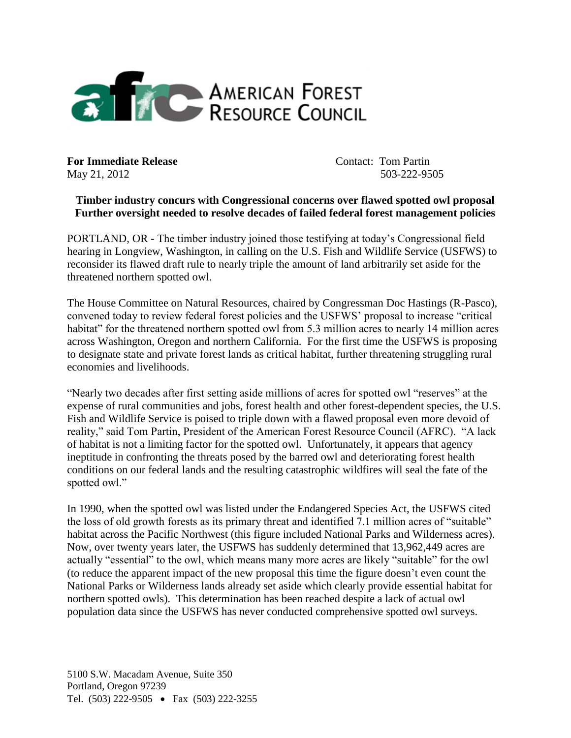AMERICAN FOREST RESOURCE COUNCIL

**For Immediate Release**
May 21, 2012

Contact: Tom Partin
503-222-9505

**Timber industry concurs with Congressional concerns over flawed spotted owl proposal**
**Further oversight needed to resolve decades of failed federal forest management policies**

PORTLAND, OR - The timber industry joined those testifying at today's Congressional field hearing in Longview, Washington, in calling on the U.S. Fish and Wildlife Service (USFWS) to reconsider its flawed draft rule to nearly triple the amount of land arbitrarily set aside for the threatened northern spotted owl.

The House Committee on Natural Resources, chaired by Congressman Doc Hastings (R-Pasco), convened today to review federal forest policies and the USFWS' proposal to increase "critical habitat" for the threatened northern spotted owl from 5.3 million acres to nearly 14 million acres across Washington, Oregon and northern California. For the first time the USFWS is proposing to designate state and private forest lands as critical habitat, further threatening struggling rural economies and livelihoods.

"Nearly two decades after first setting aside millions of acres for spotted owl "reserves" at the expense of rural communities and jobs, forest health and other forest-dependent species, the U.S. Fish and Wildlife Service is poised to triple down with a flawed proposal even more devoid of reality," said Tom Partin, President of the American Forest Resource Council (AFRC). "A lack of habitat is not a limiting factor for the spotted owl. Unfortunately, it appears that agency ineptitude in confronting the threats posed by the barred owl and deteriorating forest health conditions on our federal lands and the resulting catastrophic wildfires will seal the fate of the spotted owl."

In 1990, when the spotted owl was listed under the Endangered Species Act, the USFWS cited the loss of old growth forests as its primary threat and identified 7.1 million acres of "suitable" habitat across the Pacific Northwest (this figure included National Parks and Wilderness acres). Now, over twenty years later, the USFWS has suddenly determined that 13,962,449 acres are actually "essential" to the owl, which means many more acres are likely "suitable" for the owl (to reduce the apparent impact of the new proposal this time the figure doesn't even count the National Parks or Wilderness lands already set aside which clearly provide essential habitat for northern spotted owls). This determination has been reached despite a lack of actual owl population data since the USFWS has never conducted comprehensive spotted owl surveys.

5100 S.W. Macadam Avenue, Suite 350
Portland, Oregon 97239
Tel. (503) 222-9505 • Fax (503) 222-3255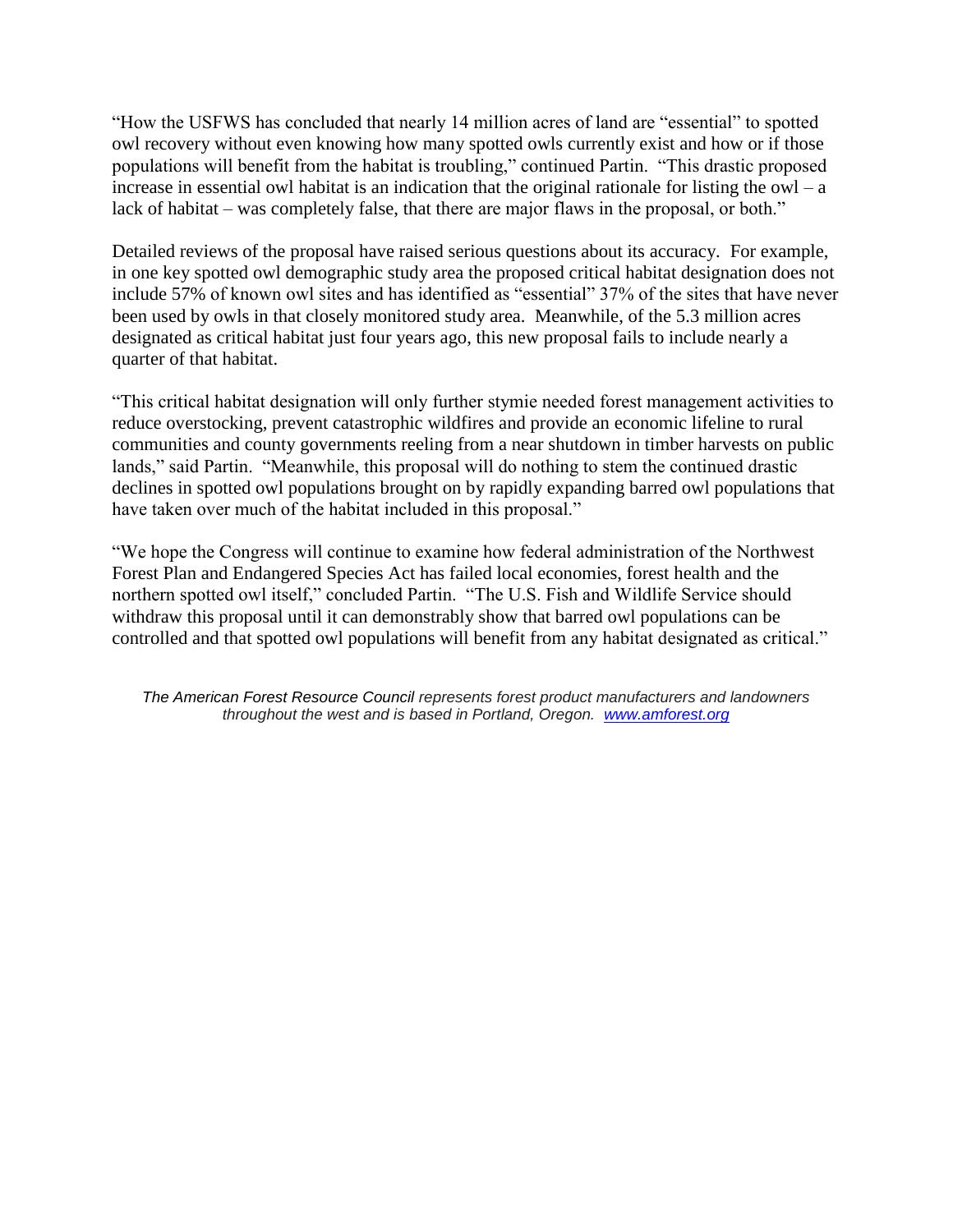"How the USFWS has concluded that nearly 14 million acres of land are "essential" to spotted owl recovery without even knowing how many spotted owls currently exist and how or if those populations will benefit from the habitat is troubling," continued Partin. "This drastic proposed increase in essential owl habitat is an indication that the original rationale for listing the owl – a lack of habitat – was completely false, that there are major flaws in the proposal, or both."

Detailed reviews of the proposal have raised serious questions about its accuracy. For example, in one key spotted owl demographic study area the proposed critical habitat designation does not include 57% of known owl sites and has identified as "essential" 37% of the sites that have never been used by owls in that closely monitored study area. Meanwhile, of the 5.3 million acres designated as critical habitat just four years ago, this new proposal fails to include nearly a quarter of that habitat.

"This critical habitat designation will only further stymie needed forest management activities to reduce overstocking, prevent catastrophic wildfires and provide an economic lifeline to rural communities and county governments reeling from a near shutdown in timber harvests on public lands," said Partin. "Meanwhile, this proposal will do nothing to stem the continued drastic declines in spotted owl populations brought on by rapidly expanding barred owl populations that have taken over much of the habitat included in this proposal."

"We hope the Congress will continue to examine how federal administration of the Northwest Forest Plan and Endangered Species Act has failed local economies, forest health and the northern spotted owl itself," concluded Partin. "The U.S. Fish and Wildlife Service should withdraw this proposal until it can demonstrably show that barred owl populations can be controlled and that spotted owl populations will benefit from any habitat designated as critical."

*The American Forest Resource Council represents forest product manufacturers and landowners throughout the west and is based in Portland, Oregon. [www.amforest.org](http://www.amforest.org)*